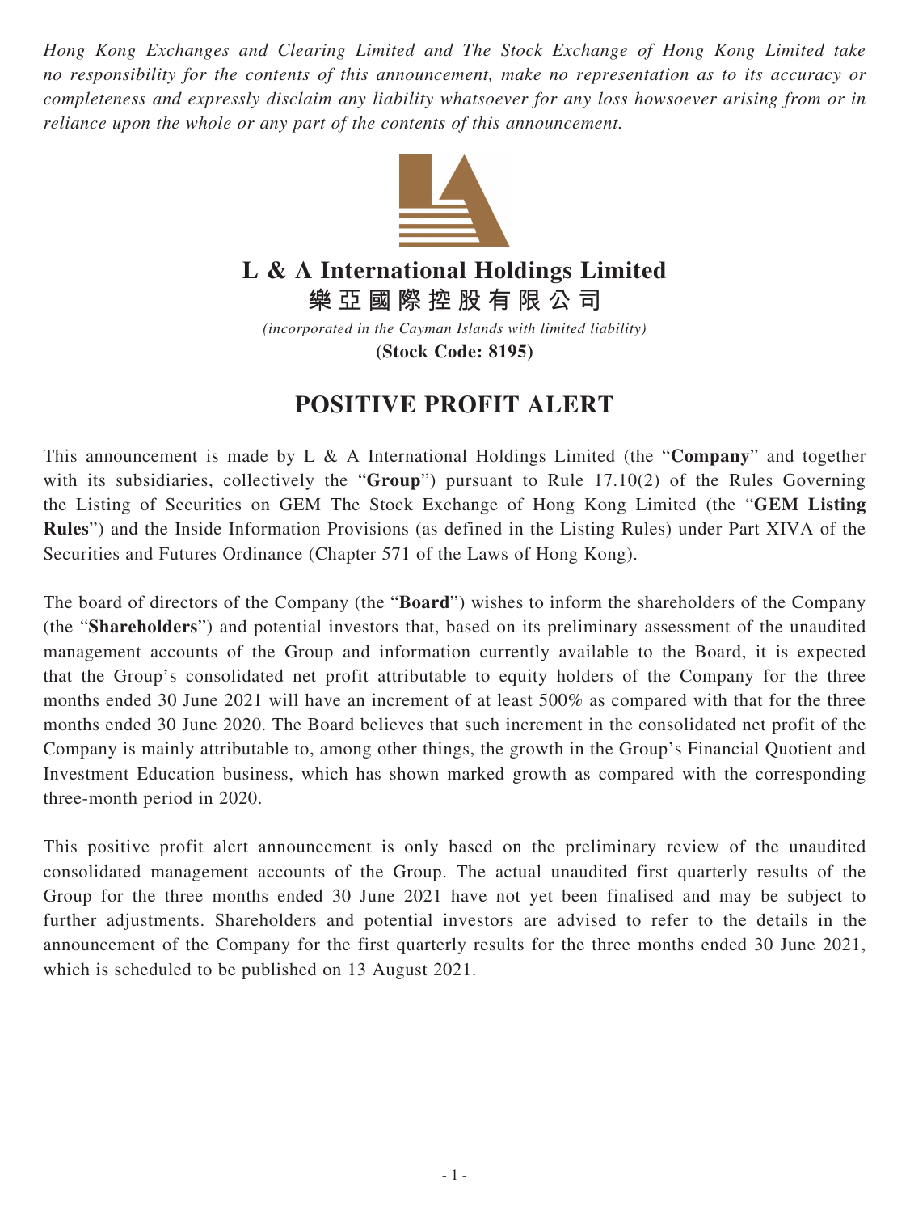*Hong Kong Exchanges and Clearing Limited and The Stock Exchange of Hong Kong Limited take no responsibility for the contents of this announcement, make no representation as to its accuracy or completeness and expressly disclaim any liability whatsoever for any loss howsoever arising from or in reliance upon the whole or any part of the contents of this announcement.*

# L & A International Holdings Limited
# 樂亞國際控股有限公司

*(incorporated in the Cayman Islands with limited liability)*

**(Stock Code: 8195)**

## POSITIVE PROFIT ALERT

This announcement is made by L & A International Holdings Limited (the "**Company**" and together with its subsidiaries, collectively the "**Group**") pursuant to Rule 17.10(2) of the Rules Governing the Listing of Securities on GEM The Stock Exchange of Hong Kong Limited (the "**GEM Listing Rules**") and the Inside Information Provisions (as defined in the Listing Rules) under Part XIVA of the Securities and Futures Ordinance (Chapter 571 of the Laws of Hong Kong).

The board of directors of the Company (the "**Board**") wishes to inform the shareholders of the Company (the "**Shareholders**") and potential investors that, based on its preliminary assessment of the unaudited management accounts of the Group and information currently available to the Board, it is expected that the Group's consolidated net profit attributable to equity holders of the Company for the three months ended 30 June 2021 will have an increment of at least 500% as compared with that for the three months ended 30 June 2020. The Board believes that such increment in the consolidated net profit of the Company is mainly attributable to, among other things, the growth in the Group's Financial Quotient and Investment Education business, which has shown marked growth as compared with the corresponding three-month period in 2020.

This positive profit alert announcement is only based on the preliminary review of the unaudited consolidated management accounts of the Group. The actual unaudited first quarterly results of the Group for the three months ended 30 June 2021 have not yet been finalised and may be subject to further adjustments. Shareholders and potential investors are advised to refer to the details in the announcement of the Company for the first quarterly results for the three months ended 30 June 2021, which is scheduled to be published on 13 August 2021.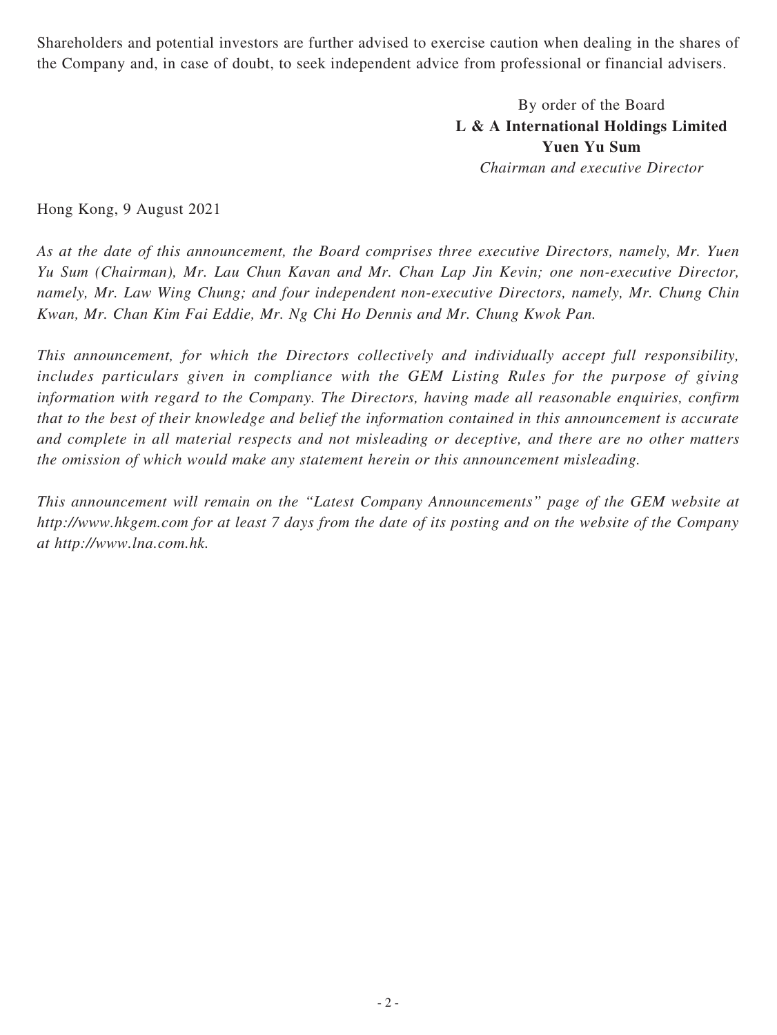Shareholders and potential investors are further advised to exercise caution when dealing in the shares of the Company and, in case of doubt, to seek independent advice from professional or financial advisers.

By order of the Board
**L & A International Holdings Limited**
**Yuen Yu Sum**
*Chairman and executive Director*

Hong Kong, 9 August 2021

*As at the date of this announcement, the Board comprises three executive Directors, namely, Mr. Yuen Yu Sum (Chairman), Mr. Lau Chun Kavan and Mr. Chan Lap Jin Kevin; one non-executive Director, namely, Mr. Law Wing Chung; and four independent non-executive Directors, namely, Mr. Chung Chin Kwan, Mr. Chan Kim Fai Eddie, Mr. Ng Chi Ho Dennis and Mr. Chung Kwok Pan.*

*This announcement, for which the Directors collectively and individually accept full responsibility, includes particulars given in compliance with the GEM Listing Rules for the purpose of giving information with regard to the Company. The Directors, having made all reasonable enquiries, confirm that to the best of their knowledge and belief the information contained in this announcement is accurate and complete in all material respects and not misleading or deceptive, and there are no other matters the omission of which would make any statement herein or this announcement misleading.*

*This announcement will remain on the "Latest Company Announcements" page of the GEM website at http://www.hkgem.com for at least 7 days from the date of its posting and on the website of the Company at http://www.lna.com.hk.*